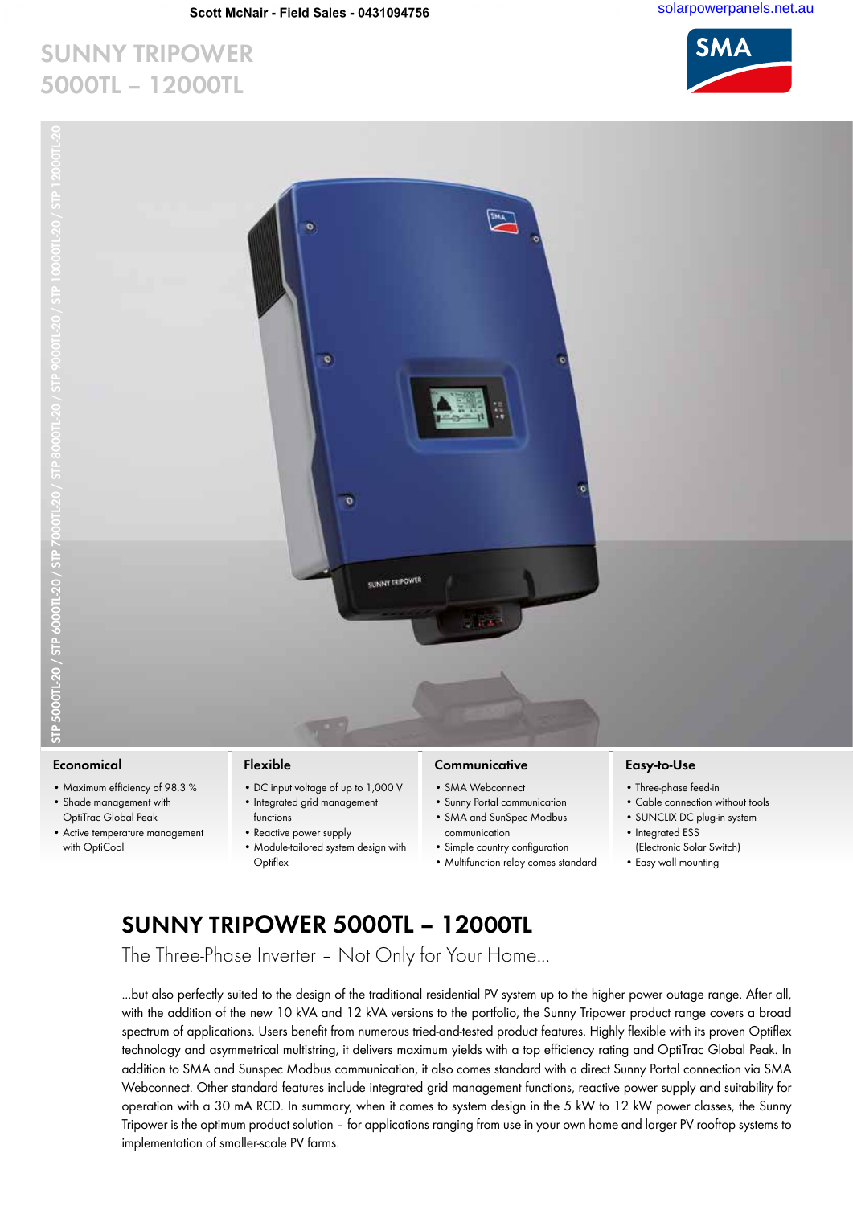Scott McNair - Field Sales - 0431094756

solarpowerpanels.net.au

# SUNNY TRIPOWER 5000TL – 12000TL

STP 5000TL-20 / STP 6000TL-20 / STP 7000TL-20 / STP 8000TL-20 / STP 9000TL-20 / STP 10000TL-20 / STP 12000TL-20

### Economical

- Maximum efficiency of 98.3 %
- Shade management with OptiTrac Global Peak
- Active temperature management with OptiCool

### Flexible

- DC input voltage of up to 1,000 V
- Integrated grid management functions
- Reactive power supply
- Module-tailored system design with Optiflex

### Communicative

- SMA Webconnect
- Sunny Portal communication
- SMA and SunSpec Modbus communication
- Simple country configuration
- Multifunction relay comes standard

### Easy-to-Use

- Three-phase feed-in
- Cable connection without tools
- SUNCLIX DC plug-in system
- Integrated ESS (Electronic Solar Switch)
- Easy wall mounting

## SUNNY TRIPOWER 5000TL – 12000TL

The Three-Phase Inverter – Not Only for Your Home...

...but also perfectly suited to the design of the traditional residential PV system up to the higher power outage range. After all, with the addition of the new 10 kVA and 12 kVA versions to the portfolio, the Sunny Tripower product range covers a broad spectrum of applications. Users benefit from numerous tried-and-tested product features. Highly flexible with its proven Optiflex technology and asymmetrical multistring, it delivers maximum yields with a top efficiency rating and OptiTrac Global Peak. In addition to SMA and Sunspec Modbus communication, it also comes standard with a direct Sunny Portal connection via SMA Webconnect. Other standard features include integrated grid management functions, reactive power supply and suitability for operation with a 30 mA RCD. In summary, when it comes to system design in the 5 kW to 12 kW power classes, the Sunny Tripower is the optimum product solution – for applications ranging from use in your own home and larger PV rooftop systems to implementation of smaller-scale PV farms.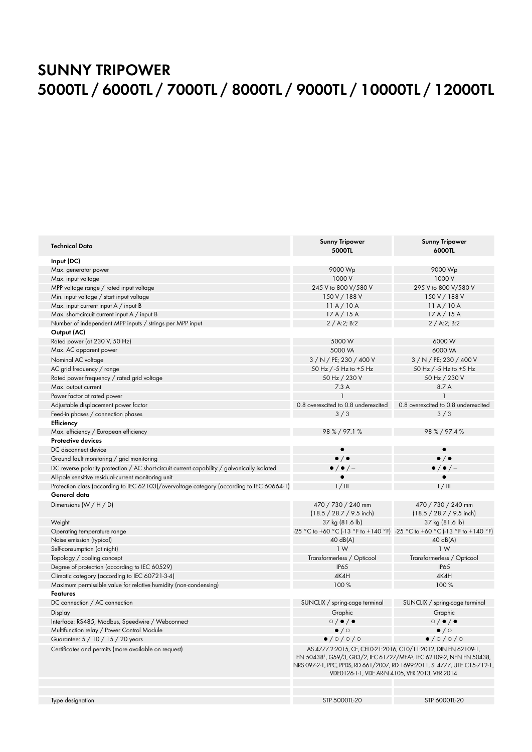# SUNNY TRIPOWER
# 5000TL / 6000TL / 7000TL / 8000TL / 9000TL / 10000TL / 12000TL

| Technical Data | Sunny Tripower 5000TL | Sunny Tripower 6000TL |
|---|---|---|
| **Input (DC)** | | |
| Max. generator power | 9000 Wp | 9000 Wp |
| Max. input voltage | 1000 V | 1000 V |
| MPP voltage range / rated input voltage | 245 V to 800 V/580 V | 295 V to 800 V/580 V |
| Min. input voltage / start input voltage | 150 V / 188 V | 150 V / 188 V |
| Max. input current input A / input B | 11 A / 10 A | 11 A / 10 A |
| Max. short-circuit current input A / input B | 17 A / 15 A | 17 A / 15 A |
| Number of independent MPP inputs / strings per MPP input | 2 / A:2; B:2 | 2 / A:2; B:2 |
| **Output (AC)** | | |
| Rated power (at 230 V, 50 Hz) | 5000 W | 6000 W |
| Max. AC apparent power | 5000 VA | 6000 VA |
| Nominal AC voltage | 3 / N / PE; 230 / 400 V | 3 / N / PE; 230 / 400 V |
| AC grid frequency / range | 50 Hz / -5 Hz to +5 Hz | 50 Hz / -5 Hz to +5 Hz |
| Rated power frequency / rated grid voltage | 50 Hz / 230 V | 50 Hz / 230 V |
| Max. output current | 7.3 A | 8.7 A |
| Power factor at rated power | 1 | 1 |
| Adjustable displacement power factor | 0.8 overexcited to 0.8 underexcited | 0.8 overexcited to 0.8 underexcited |
| Feed-in phases / connection phases | 3 / 3 | 3 / 3 |
| **Efficiency** | | |
| Max. efficiency / European efficiency | 98 % / 97.1 % | 98 % / 97.4 % |
| **Protective devices** | | |
| DC disconnect device | ● | ● |
| Ground fault monitoring / grid monitoring | ● / ● | ● / ● |
| DC reverse polarity protection / AC short-circuit current capability / galvanically isolated | ● / ● / – | ● / ● / – |
| All-pole sensitive residual-current monitoring unit | ● | ● |
| Protection class (according to IEC 62103)/overvoltage category (according to IEC 60664-1) | I / III | I / III |
| **General data** | | |
| Dimensions (W / H / D) | 470 / 730 / 240 mm (18.5 / 28.7 / 9.5 inch) | 470 / 730 / 240 mm (18.5 / 28.7 / 9.5 inch) |
| Weight | 37 kg (81.6 lb) | 37 kg (81.6 lb) |
| Operating temperature range | -25 °C to +60 °C (-13 °F to +140 °F) | -25 °C to +60 °C (-13 °F to +140 °F) |
| Noise emission (typical) | 40 dB(A) | 40 dB(A) |
| Self-consumption (at night) | 1 W | 1 W |
| Topology / cooling concept | Transformerless / Opticool | Transformerless / Opticool |
| Degree of protection (according to IEC 60529) | IP65 | IP65 |
| Climatic category (according to IEC 60721-3-4) | 4K4H | 4K4H |
| Maximum permissible value for relative humidity (non-condensing) | 100 % | 100 % |
| **Features** | | |
| DC connection / AC connection | SUNCLIX / spring-cage terminal | SUNCLIX / spring-cage terminal |
| Display | Graphic | Graphic |
| Interface: RS485, Modbus, Speedwire / Webconnect | ○ / ● / ● | ○ / ● / ● |
| Multifunction relay / Power Control Module | ● / ○ | ● / ○ |
| Guarantee: 5 / 10 / 15 / 20 years | ● / ○ / ○ / ○ | ● / ○ / ○ / ○ |
| Certificates and permits (more available on request) | AS 4777.2:2015, CE, CEI 0-21:2016, C10/11:2012, DIN EN 62109-1, EN 50438[1], G59/3, G83/2, IEC 61727/MEA[2], IEC 62109-2, NEN EN 50438, NRS 097-2-1, PPC, PPDS, RD 661/2007, RD 1699:2011, SI 4777, UTE C15-712-1, VDE0126-1-1, VDE AR-N 4105, VFR 2013, VFR 2014 | |
| | | |
| | | |
| Type designation | STP 5000TL-20 | STP 6000TL-20 |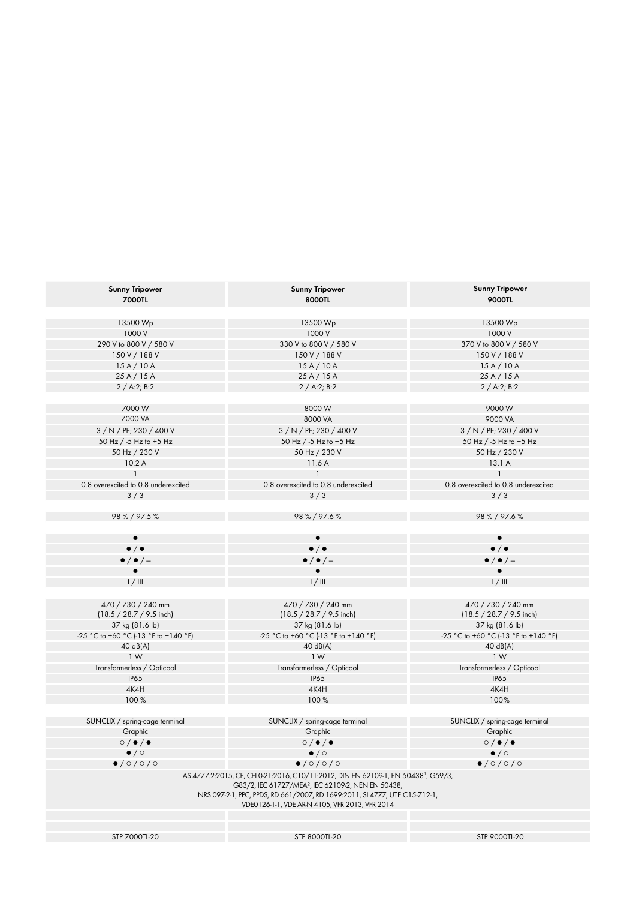| Sunny Tripower 7000TL | Sunny Tripower 8000TL | Sunny Tripower 9000TL |
|---|---|---|
| | | |
| 13500 Wp | 13500 Wp | 13500 Wp |
| 1000 V | 1000 V | 1000 V |
| 290 V to 800 V / 580 V | 330 V to 800 V / 580 V | 370 V to 800 V / 580 V |
| 150 V / 188 V | 150 V / 188 V | 150 V / 188 V |
| 15 A / 10 A | 15 A / 10 A | 15 A / 10 A |
| 25 A / 15 A | 25 A / 15 A | 25 A / 15 A |
| 2 / A:2; B:2 | 2 / A:2; B:2 | 2 / A:2; B:2 |
| | | |
| 7000 W | 8000 W | 9000 W |
| 7000 VA | 8000 VA | 9000 VA |
| 3 / N / PE; 230 / 400 V | 3 / N / PE; 230 / 400 V | 3 / N / PE; 230 / 400 V |
| 50 Hz / -5 Hz to +5 Hz | 50 Hz / -5 Hz to +5 Hz | 50 Hz / -5 Hz to +5 Hz |
| 50 Hz / 230 V | 50 Hz / 230 V | 50 Hz / 230 V |
| 10.2 A | 11.6 A | 13.1 A |
| 1 | 1 | 1 |
| 0.8 overexcited to 0.8 underexcited | 0.8 overexcited to 0.8 underexcited | 0.8 overexcited to 0.8 underexcited |
| 3 / 3 | 3 / 3 | 3 / 3 |
| | | |
| 98 % / 97.5 % | 98 % / 97.6 % | 98 % / 97.6 % |
| | | |
| ● | ● | ● |
| ● / ● | ● / ● | ● / ● |
| ● / ● / – | ● / ● / – | ● / ● / – |
| ● | ● | ● |
| I / III | I / III | I / III |
| | | |
| 470 / 730 / 240 mm (18.5 / 28.7 / 9.5 inch) | 470 / 730 / 240 mm (18.5 / 28.7 / 9.5 inch) | 470 / 730 / 240 mm (18.5 / 28.7 / 9.5 inch) |
| 37 kg (81.6 lb) | 37 kg (81.6 lb) | 37 kg (81.6 lb) |
| -25 °C to +60 °C (-13 °F to +140 °F) | -25 °C to +60 °C (-13 °F to +140 °F) | -25 °C to +60 °C (-13 °F to +140 °F) |
| 40 dB(A) | 40 dB(A) | 40 dB(A) |
| 1 W | 1 W | 1 W |
| Transformerless / Opticool | Transformerless / Opticool | Transformerless / Opticool |
| IP65 | IP65 | IP65 |
| 4K4H | 4K4H | 4K4H |
| 100 % | 100 % | 100% |
| | | |
| SUNCLIX / spring-cage terminal | SUNCLIX / spring-cage terminal | SUNCLIX / spring-cage terminal |
| Graphic | Graphic | Graphic |
| ○ / ● / ● | ○ / ● / ● | ○ / ● / ● |
| ● / ○ | ● / ○ | ● / ○ |
| ● / ○ / ○ / ○ | ● / ○ / ○ / ○ | ● / ○ / ○ / ○ |
| AS 4777.2:2015, CE, CEI 0-21:2016, C10/11:2012, DIN EN 62109-1, EN 50438[1], G59/3, G83/2, IEC 61727/MEA[2], IEC 62109-2, NEN EN 50438, NRS 097-2-1, PPC, PPDS, RD 661/2007, RD 1699:2011, SI 4777, UTE C15-712-1, VDE0126-1-1, VDE AR-N 4105, VFR 2013, VFR 2014 | | |
| | | |
| | | |
| STP 7000TL-20 | STP 8000TL-20 | STP 9000TL-20 |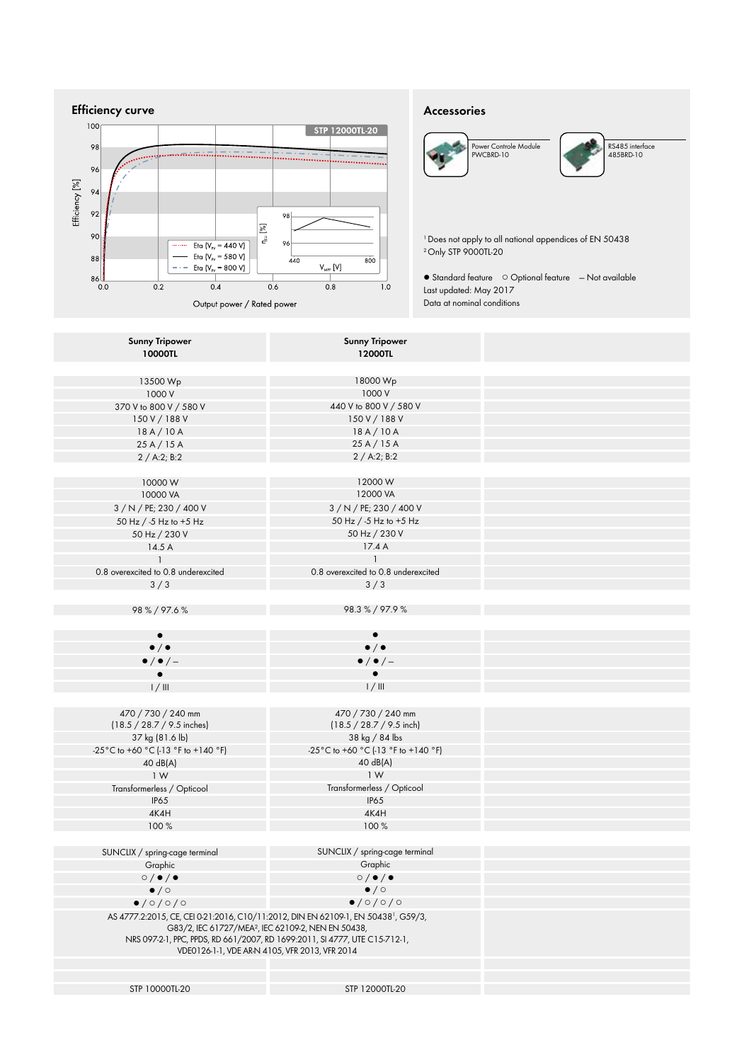## Efficiency curve

STP 12000TL-20

Efficiency [%]

Eta ($V_{PV}$ = 440 V)
Eta ($V_{PV}$ = 580 V)
Eta ($V_{PV}$ = 800 V)

$\eta_{EU}$ [%]

$V_{MPP}$ [V]

Output power / Rated power

## Accessories

Power Controle Module PWCBRD-10

RS485 interface 485BRD-10

[1] Does not apply to all national appendices of EN 50438
[2] Only STP 9000TL-20

● Standard feature ○ Optional feature – Not available
Last updated: May 2017
Data at nominal conditions

| Sunny Tripower 10000TL | Sunny Tripower 12000TL | |
|---|---|---|
| | | |
| 13500 Wp | 18000 Wp | |
| 1000 V | 1000 V | |
| 370 V to 800 V / 580 V | 440 V to 800 V / 580 V | |
| 150 V / 188 V | 150 V / 188 V | |
| 18 A / 10 A | 18 A / 10 A | |
| 25 A / 15 A | 25 A / 15 A | |
| 2 / A:2; B:2 | 2 / A:2; B:2 | |
| | | |
| 10000 W | 12000 W | |
| 10000 VA | 12000 VA | |
| 3 / N / PE; 230 / 400 V | 3 / N / PE; 230 / 400 V | |
| 50 Hz / -5 Hz to +5 Hz | 50 Hz / -5 Hz to +5 Hz | |
| 50 Hz / 230 V | 50 Hz / 230 V | |
| 14.5 A | 17.4 A | |
| 1 | 1 | |
| 0.8 overexcited to 0.8 underexcited | 0.8 overexcited to 0.8 underexcited | |
| 3 / 3 | 3 / 3 | |
| | | |
| 98 % / 97.6 % | 98.3 % / 97.9 % | |
| | | |
| ● | ● | |
| ● / ● | ● / ● | |
| ● / ● / – | ● / ● / – | |
| ● | ● | |
| I / III | I / III | |
| | | |
| 470 / 730 / 240 mm (18.5 / 28.7 / 9.5 inches) | 470 / 730 / 240 mm (18.5 / 28.7 / 9.5 inch) | |
| 37 kg (81.6 lb) | 38 kg / 84 lbs | |
| -25 °C to +60 °C (-13 °F to +140 °F) | -25 °C to +60 °C (-13 °F to +140 °F) | |
| 40 dB(A) | 40 dB(A) | |
| 1 W | 1 W | |
| Transformerless / Opticool | Transformerless / Opticool | |
| IP65 | IP65 | |
| 4K4H | 4K4H | |
| 100 % | 100 % | |
| | | |
| SUNCLIX / spring-cage terminal | SUNCLIX / spring-cage terminal | |
| Graphic | Graphic | |
| ○ / ● / ● | ○ / ● / ● | |
| ● / ○ | ● / ○ | |
| ● / ○ / ○ / ○ | ● / ○ / ○ / ○ | |
| AS 4777.2:2015, CE, CEI 0-21:2016, C10/11:2012, DIN EN 62109-1, EN 50438[1], G59/3, G83/2, IEC 61727/MEA[2], IEC 62109-2, NEN EN 50438, NRS 097-2-1, PPC, PPDS, RD 661/2007, RD 1699:2011, SI 4777, UTE C15-712-1, VDE0126-1-1, VDE AR-N 4105, VFR 2013, VFR 2014 | | |
| | | |
| | | |
| STP 10000TL-20 | STP 12000TL-20 | |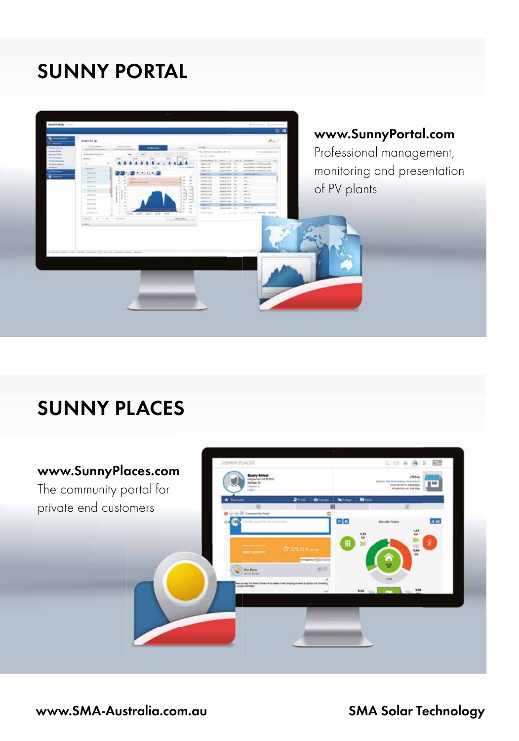# SUNNY PORTAL

**www.SunnyPortal.com**
Professional management, monitoring and presentation of PV plants

# SUNNY PLACES

**www.SunnyPlaces.com**
The community portal for private end customers

**www.SMA-Australia.com.au**

**SMA Solar Technology**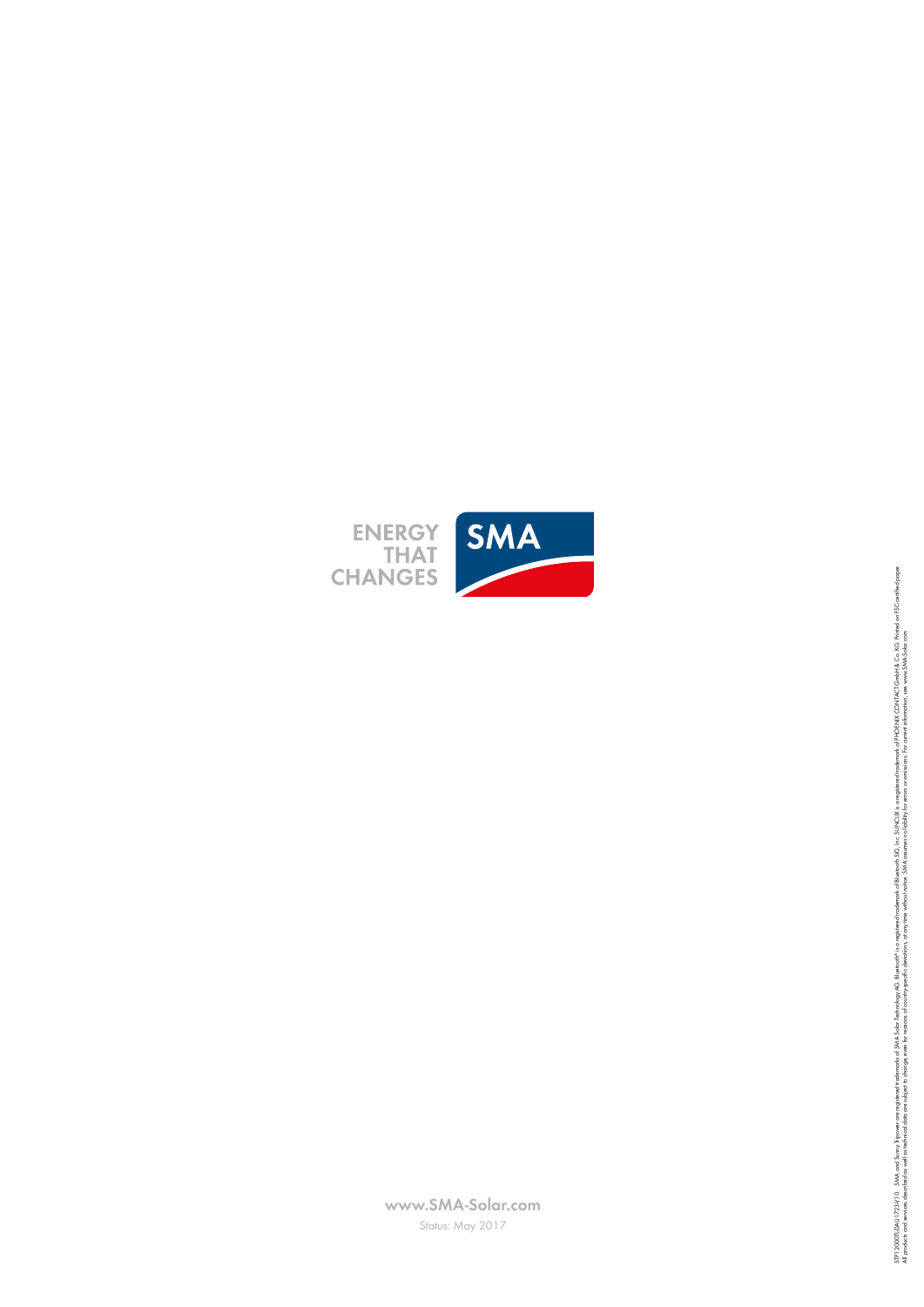ENERGY
THAT
CHANGES

SMA

STP12000TL-DAU1723V10 SMA and Sunny Tripower are registered trademarks of SMA Solar Technology AG. Bluetooth® is a registered trademark of Bluetooth SIG, Inc. SUNCLIX is a registered trademark of PHOENIX CONTACT GmbH & Co. KG. Printed on FSC-certified paper.
All products and services described as well as technical data are subject to change, even for reasons of country-specific deviations, at any time without notice. SMA assumes no liability for errors or omissions. For current information, see www.SMA-Solar.com

**www.SMA-Solar.com**

Status: May 2017